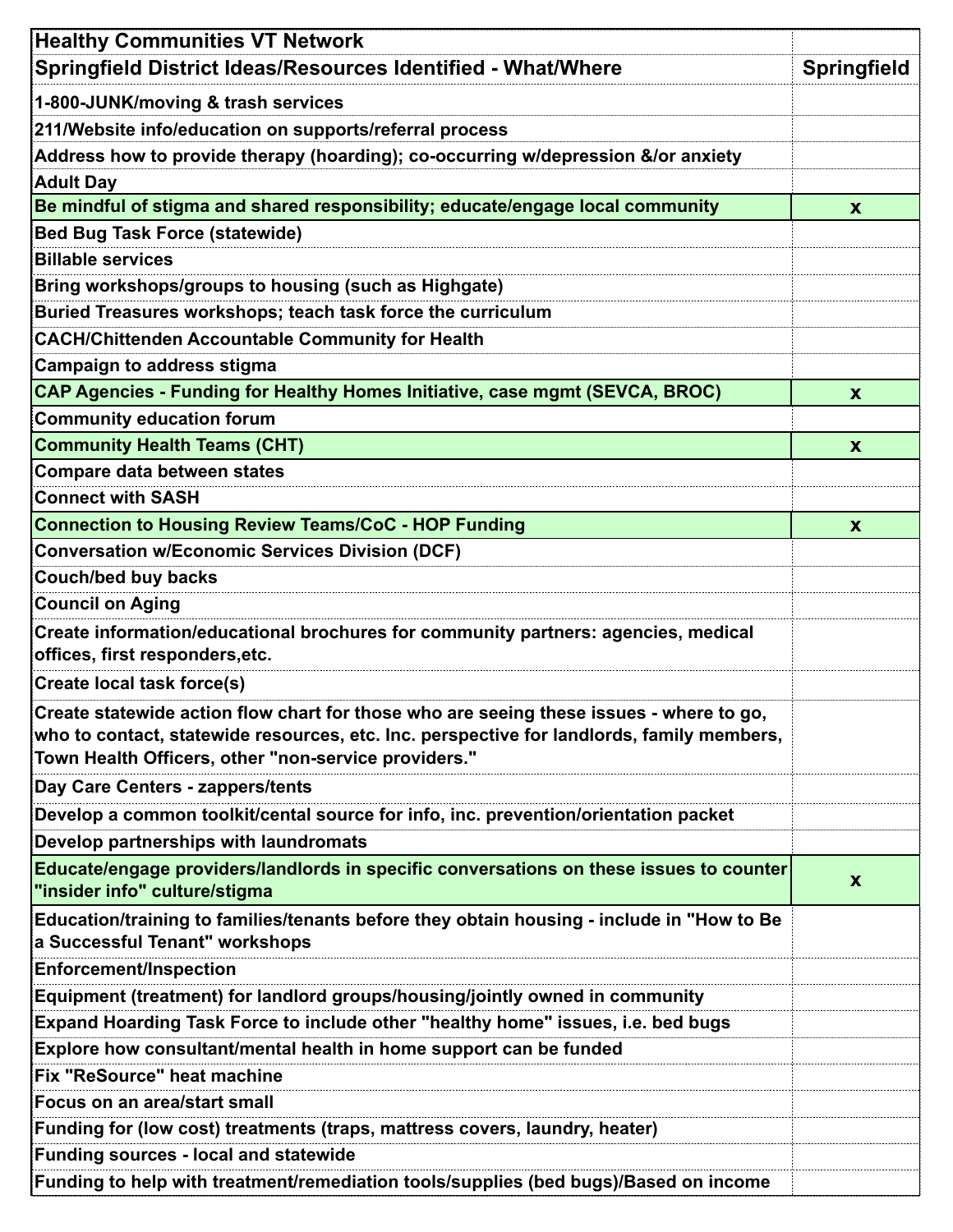| Healthy Communities VT Network<br>Springfield District Ideas/Resources Identified - What/Where | Springfield |
|---|---|
| 1-800-JUNK/moving & trash services | |
| 211/Website info/education on supports/referral process | |
| Address how to provide therapy (hoarding); co-occurring w/depression &/or anxiety | |
| Adult Day | |
| Be mindful of stigma and shared responsibility; educate/engage local community | x |
| Bed Bug Task Force (statewide) | |
| Billable services | |
| Bring workshops/groups to housing (such as Highgate) | |
| Buried Treasures workshops; teach task force the curriculum | |
| CACH/Chittenden Accountable Community for Health | |
| Campaign to address stigma | |
| CAP Agencies - Funding for Healthy Homes Initiative, case mgmt (SEVCA, BROC) | x |
| Community education forum | |
| Community Health Teams (CHT) | x |
| Compare data between states | |
| Connect with SASH | |
| Connection to Housing Review Teams/CoC - HOP Funding | x |
| Conversation w/Economic Services Division (DCF) | |
| Couch/bed buy backs | |
| Council on Aging | |
| Create information/educational brochures for community partners: agencies, medical offices, first responders,etc. | |
| Create local task force(s) | |
| Create statewide action flow chart for those who are seeing these issues - where to go, who to contact, statewide resources, etc. Inc. perspective for landlords, family members, Town Health Officers, other "non-service providers." | |
| Day Care Centers - zappers/tents | |
| Develop a common toolkit/cental source for info, inc. prevention/orientation packet | |
| Develop partnerships with laundromats | |
| Educate/engage providers/landlords in specific conversations on these issues to counter "insider info" culture/stigma | x |
| Education/training to families/tenants before they obtain housing - include in "How to Be a Successful Tenant" workshops | |
| Enforcement/Inspection | |
| Equipment (treatment) for landlord groups/housing/jointly owned in community | |
| Expand Hoarding Task Force to include other "healthy home" issues, i.e. bed bugs | |
| Explore how consultant/mental health in home support can be funded | |
| Fix "ReSource" heat machine | |
| Focus on an area/start small | |
| Funding for (low cost) treatments (traps, mattress covers, laundry, heater) | |
| Funding sources - local and statewide | |
| Funding to help with treatment/remediation tools/supplies (bed bugs)/Based on income | |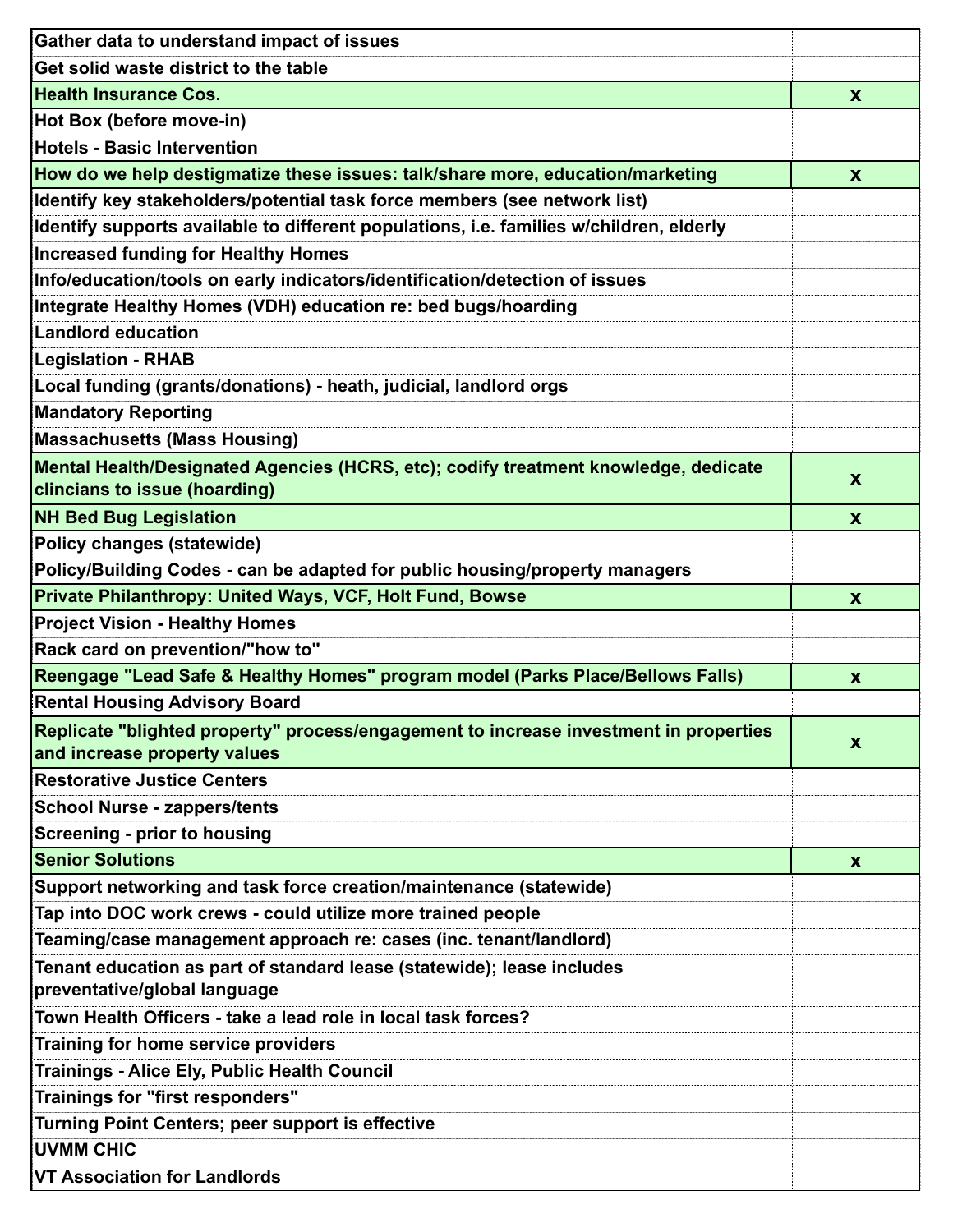| | |
|---|---|
| **Gather data to understand impact of issues** | |
| **Get solid waste district to the table** | |
| **Health Insurance Cos.** | **x** |
| **Hot Box (before move-in)** | |
| **Hotels - Basic Intervention** | |
| **How do we help destigmatize these issues: talk/share more, education/marketing** | **x** |
| **Identify key stakeholders/potential task force members (see network list)** | |
| **Identify supports available to different populations, i.e. families w/children, elderly** | |
| **Increased funding for Healthy Homes** | |
| **Info/education/tools on early indicators/identification/detection of issues** | |
| **Integrate Healthy Homes (VDH) education re: bed bugs/hoarding** | |
| **Landlord education** | |
| **Legislation - RHAB** | |
| **Local funding (grants/donations) - heath, judicial, landlord orgs** | |
| **Mandatory Reporting** | |
| **Massachusetts (Mass Housing)** | |
| **Mental Health/Designated Agencies (HCRS, etc); codify treatment knowledge, dedicate clincians to issue (hoarding)** | **x** |
| **NH Bed Bug Legislation** | **x** |
| **Policy changes (statewide)** | |
| **Policy/Building Codes - can be adapted for public housing/property managers** | |
| **Private Philanthropy: United Ways, VCF, Holt Fund, Bowse** | **x** |
| **Project Vision - Healthy Homes** | |
| **Rack card on prevention/"how to"** | |
| **Reengage "Lead Safe & Healthy Homes" program model (Parks Place/Bellows Falls)** | **x** |
| **Rental Housing Advisory Board** | |
| **Replicate "blighted property" process/engagement to increase investment in properties and increase property values** | **x** |
| **Restorative Justice Centers** | |
| **School Nurse - zappers/tents** | |
| **Screening - prior to housing** | |
| **Senior Solutions** | **x** |
| **Support networking and task force creation/maintenance (statewide)** | |
| **Tap into DOC work crews - could utilize more trained people** | |
| **Teaming/case management approach re: cases (inc. tenant/landlord)** | |
| **Tenant education as part of standard lease (statewide); lease includes preventative/global language** | |
| **Town Health Officers - take a lead role in local task forces?** | |
| **Training for home service providers** | |
| **Trainings - Alice Ely, Public Health Council** | |
| **Trainings for "first responders"** | |
| **Turning Point Centers; peer support is effective** | |
| **UVMM CHIC** | |
| **VT Association for Landlords** | |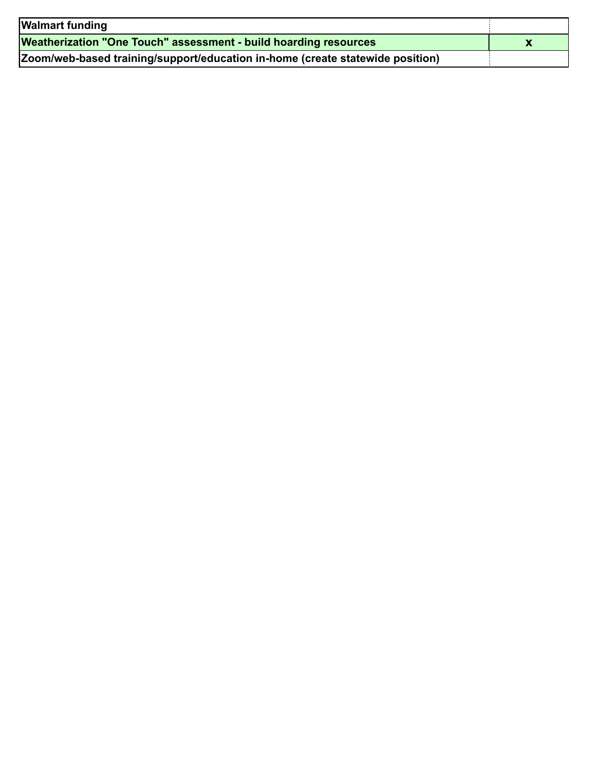| | |
|---|---|
| **Walmart funding** | |
| **Weatherization "One Touch" assessment - build hoarding resources** | **x** |
| **Zoom/web-based training/support/education in-home (create statewide position)** | |